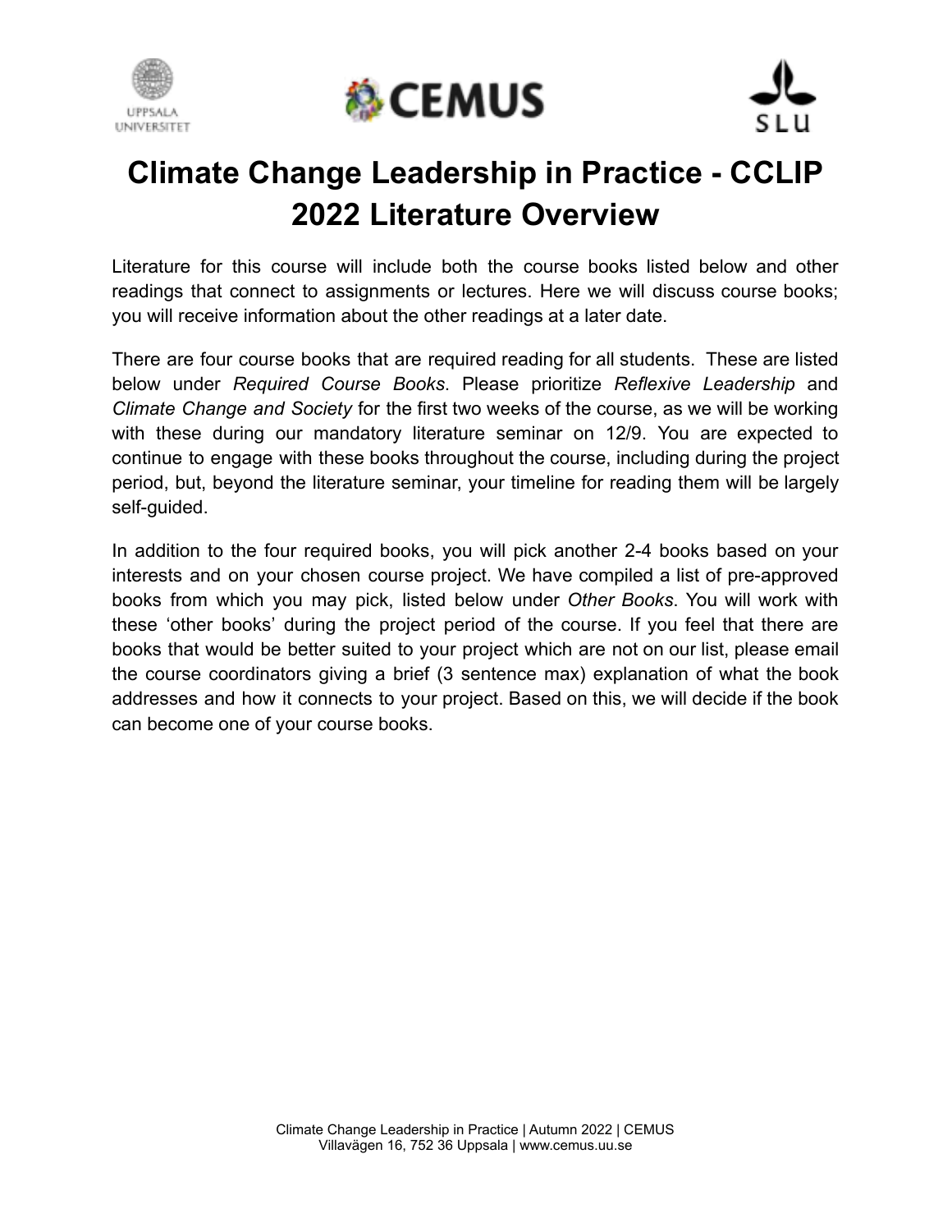# Climate Change Leadership in Practice - CCLIP 2022 Literature Overview

Literature for this course will include both the course books listed below and other readings that connect to assignments or lectures. Here we will discuss course books; you will receive information about the other readings at a later date.

There are four course books that are required reading for all students. These are listed below under *Required Course Books*. Please prioritize *Reflexive Leadership* and *Climate Change and Society* for the first two weeks of the course, as we will be working with these during our mandatory literature seminar on 12/9. You are expected to continue to engage with these books throughout the course, including during the project period, but, beyond the literature seminar, your timeline for reading them will be largely self-guided.

In addition to the four required books, you will pick another 2-4 books based on your interests and on your chosen course project. We have compiled a list of pre-approved books from which you may pick, listed below under *Other Books*. You will work with these 'other books' during the project period of the course. If you feel that there are books that would be better suited to your project which are not on our list, please email the course coordinators giving a brief (3 sentence max) explanation of what the book addresses and how it connects to your project. Based on this, we will decide if the book can become one of your course books.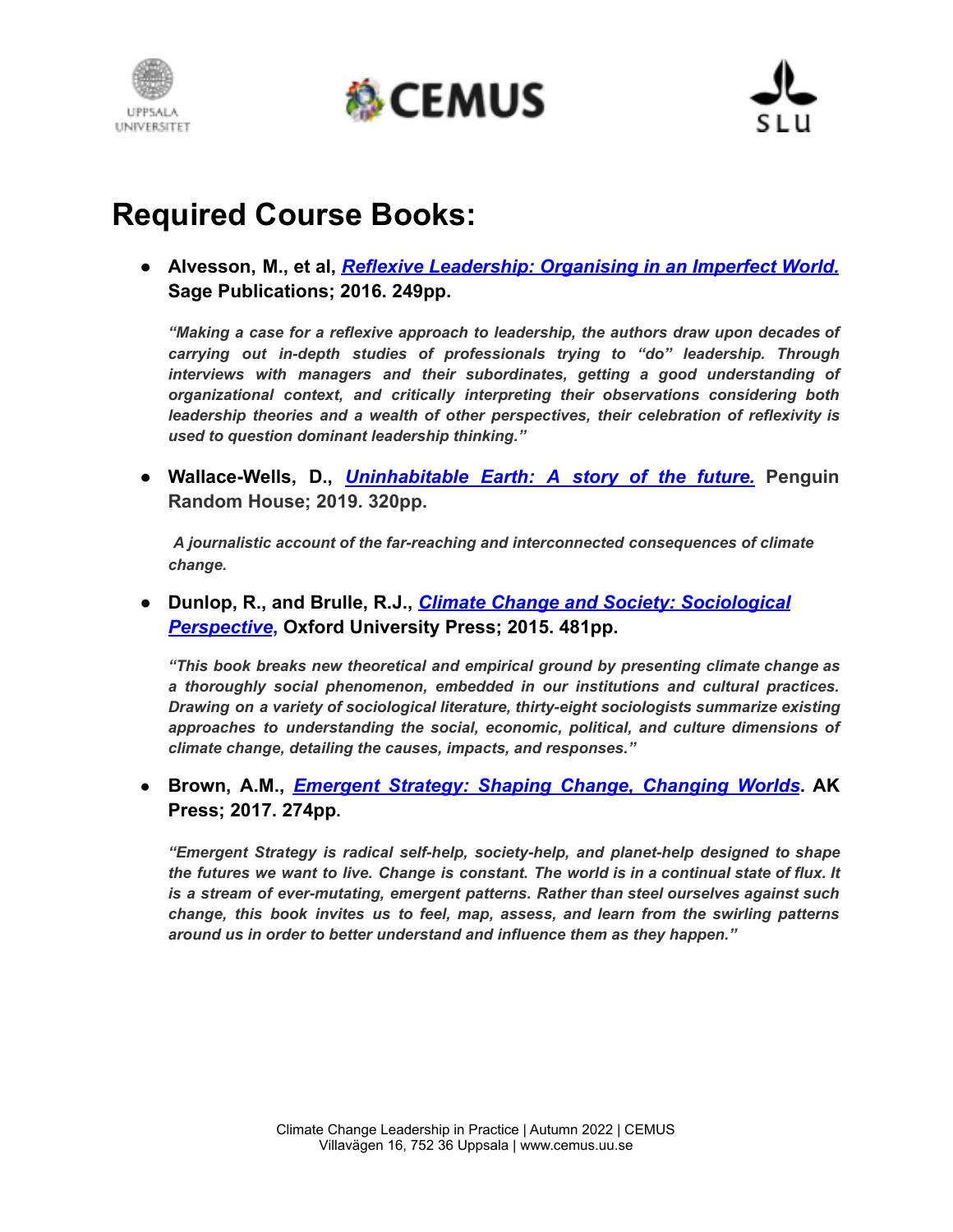# Required Course Books:

- **Alvesson, M., et al, *Reflexive Leadership: Organising in an Imperfect World.* Sage Publications; 2016. 249pp.**

  ***"Making a case for a reflexive approach to leadership, the authors draw upon decades of carrying out in-depth studies of professionals trying to "do" leadership. Through interviews with managers and their subordinates, getting a good understanding of organizational context, and critically interpreting their observations considering both leadership theories and a wealth of other perspectives, their celebration of reflexivity is used to question dominant leadership thinking."***

- **Wallace-Wells, D., *Uninhabitable Earth: A story of the future.* Penguin Random House; 2019. 320pp.**

  ***A journalistic account of the far-reaching and interconnected consequences of climate change.***

- **Dunlop, R., and Brulle, R.J., *Climate Change and Society: Sociological Perspective,* Oxford University Press; 2015. 481pp.**

  ***"This book breaks new theoretical and empirical ground by presenting climate change as a thoroughly social phenomenon, embedded in our institutions and cultural practices. Drawing on a variety of sociological literature, thirty-eight sociologists summarize existing approaches to understanding the social, economic, political, and culture dimensions of climate change, detailing the causes, impacts, and responses."***

- **Brown, A.M., *Emergent Strategy: Shaping Change, Changing Worlds*. AK Press; 2017. 274pp.**

  ***"Emergent Strategy is radical self-help, society-help, and planet-help designed to shape the futures we want to live. Change is constant. The world is in a continual state of flux. It is a stream of ever-mutating, emergent patterns. Rather than steel ourselves against such change, this book invites us to feel, map, assess, and learn from the swirling patterns around us in order to better understand and influence them as they happen."***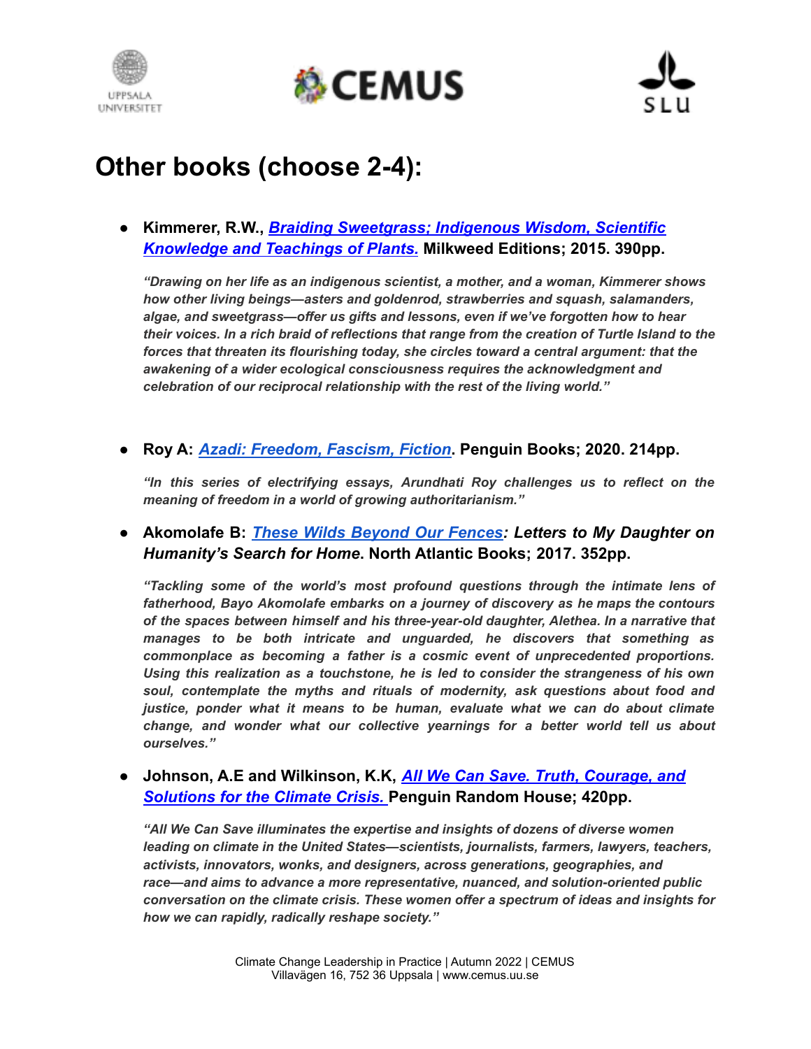# Other books (choose 2-4):

- **Kimmerer, R.W., *Braiding Sweetgrass; Indigenous Wisdom, Scientific Knowledge and Teachings of Plants.* Milkweed Editions; 2015. 390pp.**

  ***"Drawing on her life as an indigenous scientist, a mother, and a woman, Kimmerer shows how other living beings—asters and goldenrod, strawberries and squash, salamanders, algae, and sweetgrass—offer us gifts and lessons, even if we've forgotten how to hear their voices. In a rich braid of reflections that range from the creation of Turtle Island to the forces that threaten its flourishing today, she circles toward a central argument: that the awakening of a wider ecological consciousness requires the acknowledgment and celebration of our reciprocal relationship with the rest of the living world."***

- **Roy A: *Azadi: Freedom, Fascism, Fiction*. Penguin Books; 2020. 214pp.**

  ***"In this series of electrifying essays, Arundhati Roy challenges us to reflect on the meaning of freedom in a world of growing authoritarianism."***

- **Akomolafe B: *These Wilds Beyond Our Fences: Letters to My Daughter on Humanity's Search for Home.* North Atlantic Books; 2017. 352pp.**

  ***"Tackling some of the world's most profound questions through the intimate lens of fatherhood, Bayo Akomolafe embarks on a journey of discovery as he maps the contours of the spaces between himself and his three-year-old daughter, Alethea. In a narrative that manages to be both intricate and unguarded, he discovers that something as commonplace as becoming a father is a cosmic event of unprecedented proportions. Using this realization as a touchstone, he is led to consider the strangeness of his own soul, contemplate the myths and rituals of modernity, ask questions about food and justice, ponder what it means to be human, evaluate what we can do about climate change, and wonder what our collective yearnings for a better world tell us about ourselves."***

- **Johnson, A.E and Wilkinson, K.K, *All We Can Save. Truth, Courage, and Solutions for the Climate Crisis.* Penguin Random House; 420pp.**

  ***"All We Can Save illuminates the expertise and insights of dozens of diverse women leading on climate in the United States—scientists, journalists, farmers, lawyers, teachers, activists, innovators, wonks, and designers, across generations, geographies, and race—and aims to advance a more representative, nuanced, and solution-oriented public conversation on the climate crisis. These women offer a spectrum of ideas and insights for how we can rapidly, radically reshape society."***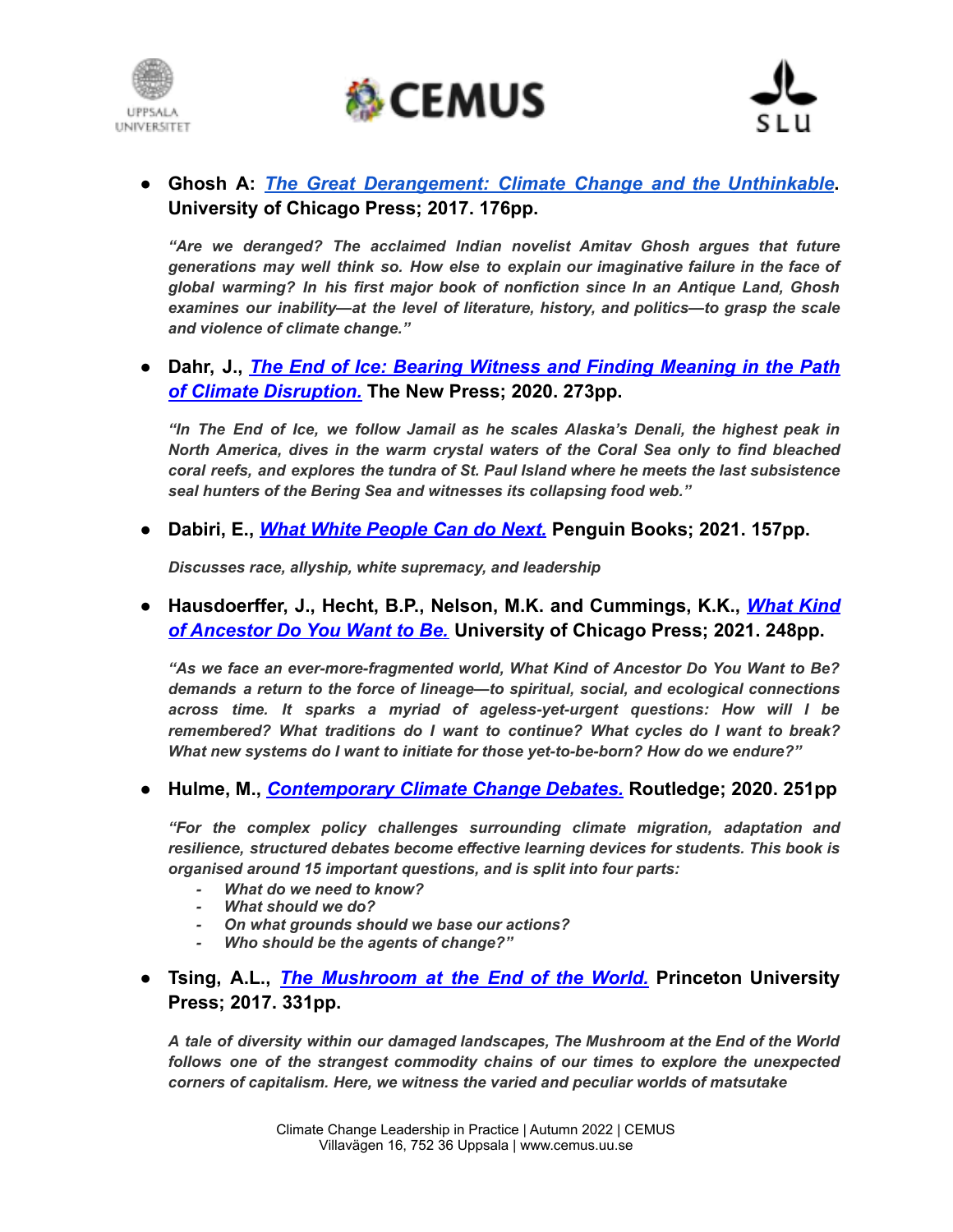- **Ghosh A: *[The Great Derangement: Climate Change and the Unthinkable](#)*. University of Chicago Press; 2017. 176pp.**

  ***"Are we deranged? The acclaimed Indian novelist Amitav Ghosh argues that future generations may well think so. How else to explain our imaginative failure in the face of global warming? In his first major book of nonfiction since In an Antique Land, Ghosh examines our inability—at the level of literature, history, and politics—to grasp the scale and violence of climate change."***

- **Dahr, J., *[The End of Ice: Bearing Witness and Finding Meaning in the Path of Climate Disruption.](#)* The New Press; 2020. 273pp.**

  ***"In The End of Ice, we follow Jamail as he scales Alaska's Denali, the highest peak in North America, dives in the warm crystal waters of the Coral Sea only to find bleached coral reefs, and explores the tundra of St. Paul Island where he meets the last subsistence seal hunters of the Bering Sea and witnesses its collapsing food web."***

- **Dabiri, E., *[What White People Can do Next.](#)* Penguin Books; 2021. 157pp.**

  ***Discusses race, allyship, white supremacy, and leadership***

- **Hausdoerffer, J., Hecht, B.P., Nelson, M.K. and Cummings, K.K., *[What Kind of Ancestor Do You Want to Be.](#)* University of Chicago Press; 2021. 248pp.**

  ***"As we face an ever-more-fragmented world, What Kind of Ancestor Do You Want to Be? demands a return to the force of lineage—to spiritual, social, and ecological connections across time. It sparks a myriad of ageless-yet-urgent questions: How will I be remembered? What traditions do I want to continue? What cycles do I want to break? What new systems do I want to initiate for those yet-to-be-born? How do we endure?"***

- **Hulme, M., *[Contemporary Climate Change Debates.](#)* Routledge; 2020. 251pp**

  ***"For the complex policy challenges surrounding climate migration, adaptation and resilience, structured debates become effective learning devices for students. This book is organised around 15 important questions, and is split into four parts:***
  - ***What do we need to know?***
  - ***What should we do?***
  - ***On what grounds should we base our actions?***
  - ***Who should be the agents of change?"***

- **Tsing, A.L., *[The Mushroom at the End of the World.](#)* Princeton University Press; 2017. 331pp.**

  ***A tale of diversity within our damaged landscapes, The Mushroom at the End of the World follows one of the strangest commodity chains of our times to explore the unexpected corners of capitalism. Here, we witness the varied and peculiar worlds of matsutake***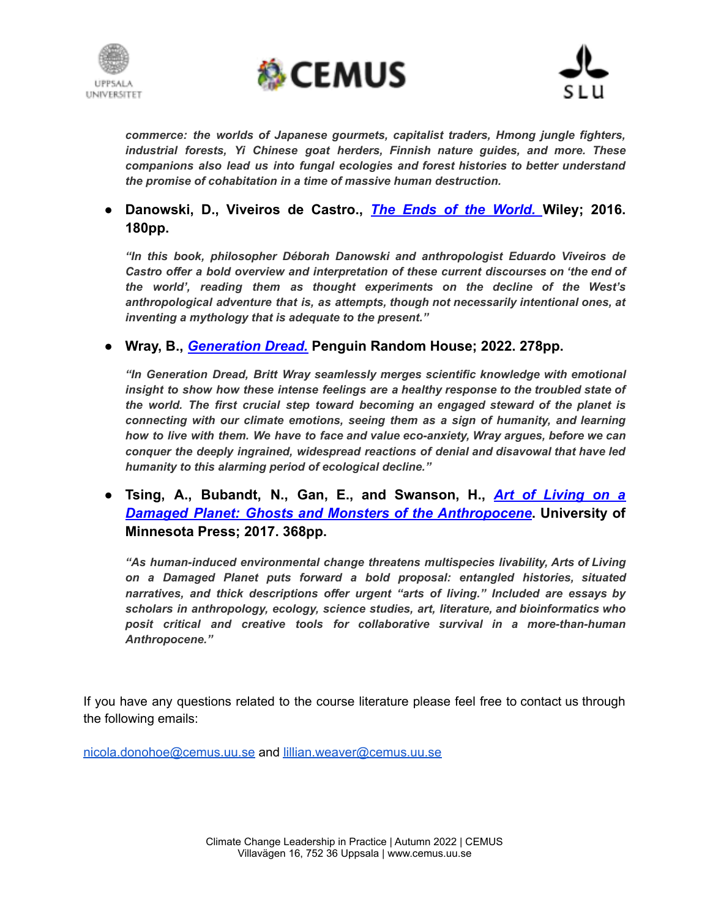***commerce: the worlds of Japanese gourmets, capitalist traders, Hmong jungle fighters, industrial forests, Yi Chinese goat herders, Finnish nature guides, and more. These companions also lead us into fungal ecologies and forest histories to better understand the promise of cohabitation in a time of massive human destruction.***

- **Danowski, D., Viveiros de Castro., [*The Ends of the World.*]() Wiley; 2016. 180pp.**

  ***"In this book, philosopher Déborah Danowski and anthropologist Eduardo Viveiros de Castro offer a bold overview and interpretation of these current discourses on 'the end of the world', reading them as thought experiments on the decline of the West's anthropological adventure that is, as attempts, though not necessarily intentional ones, at inventing a mythology that is adequate to the present."***

- **Wray, B., [*Generation Dread.*]() Penguin Random House; 2022. 278pp.**

  ***"In Generation Dread, Britt Wray seamlessly merges scientific knowledge with emotional insight to show how these intense feelings are a healthy response to the troubled state of the world. The first crucial step toward becoming an engaged steward of the planet is connecting with our climate emotions, seeing them as a sign of humanity, and learning how to live with them. We have to face and value eco-anxiety, Wray argues, before we can conquer the deeply ingrained, widespread reactions of denial and disavowal that have led humanity to this alarming period of ecological decline."***

- **Tsing, A., Bubandt, N., Gan, E., and Swanson, H., [*Art of Living on a Damaged Planet: Ghosts and Monsters of the Anthropocene*](). University of Minnesota Press; 2017. 368pp.**

  ***"As human-induced environmental change threatens multispecies livability, Arts of Living on a Damaged Planet puts forward a bold proposal: entangled histories, situated narratives, and thick descriptions offer urgent "arts of living." Included are essays by scholars in anthropology, ecology, science studies, art, literature, and bioinformatics who posit critical and creative tools for collaborative survival in a more-than-human Anthropocene."***

If you have any questions related to the course literature please feel free to contact us through the following emails:

nicola.donohoe@cemus.uu.se and lillian.weaver@cemus.uu.se